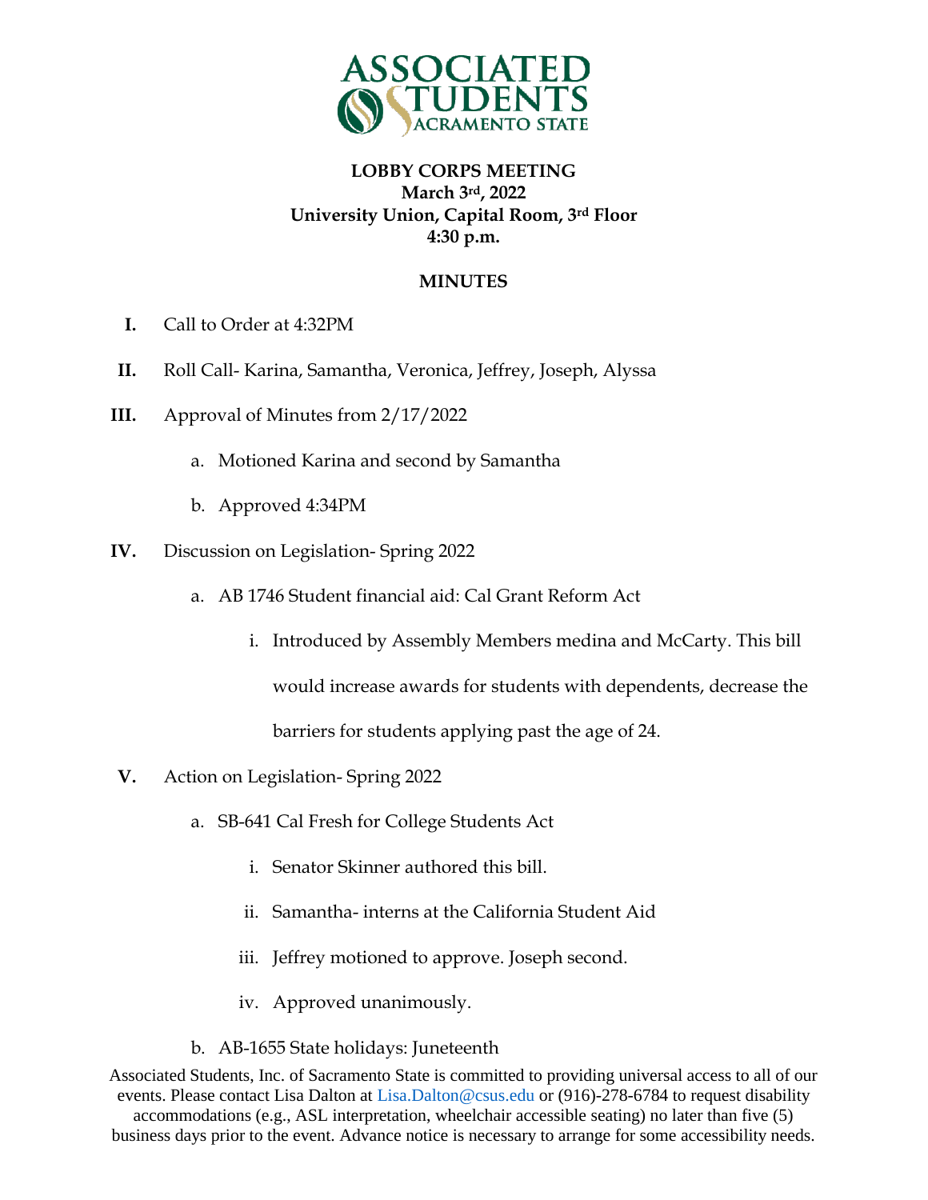**LOBBY CORPS MEETING**
**March 3rd, 2022**
**University Union, Capital Room, 3rd Floor**
**4:30 p.m.**

## MINUTES

I. Call to Order at 4:32PM

II. Roll Call- Karina, Samantha, Veronica, Jeffrey, Joseph, Alyssa

III. Approval of Minutes from 2/17/2022

  a. Motioned Karina and second by Samantha

  b. Approved 4:34PM

IV. Discussion on Legislation- Spring 2022

  a. AB 1746 Student financial aid: Cal Grant Reform Act

    i. Introduced by Assembly Members medina and McCarty. This bill would increase awards for students with dependents, decrease the barriers for students applying past the age of 24.

V. Action on Legislation- Spring 2022

  a. SB-641 Cal Fresh for College Students Act

    i. Senator Skinner authored this bill.

    ii. Samantha- interns at the California Student Aid

    iii. Jeffrey motioned to approve. Joseph second.

    iv. Approved unanimously.

  b. AB-1655 State holidays: Juneteenth

Associated Students, Inc. of Sacramento State is committed to providing universal access to all of our events. Please contact Lisa Dalton at Lisa.Dalton@csus.edu or (916)-278-6784 to request disability accommodations (e.g., ASL interpretation, wheelchair accessible seating) no later than five (5) business days prior to the event. Advance notice is necessary to arrange for some accessibility needs.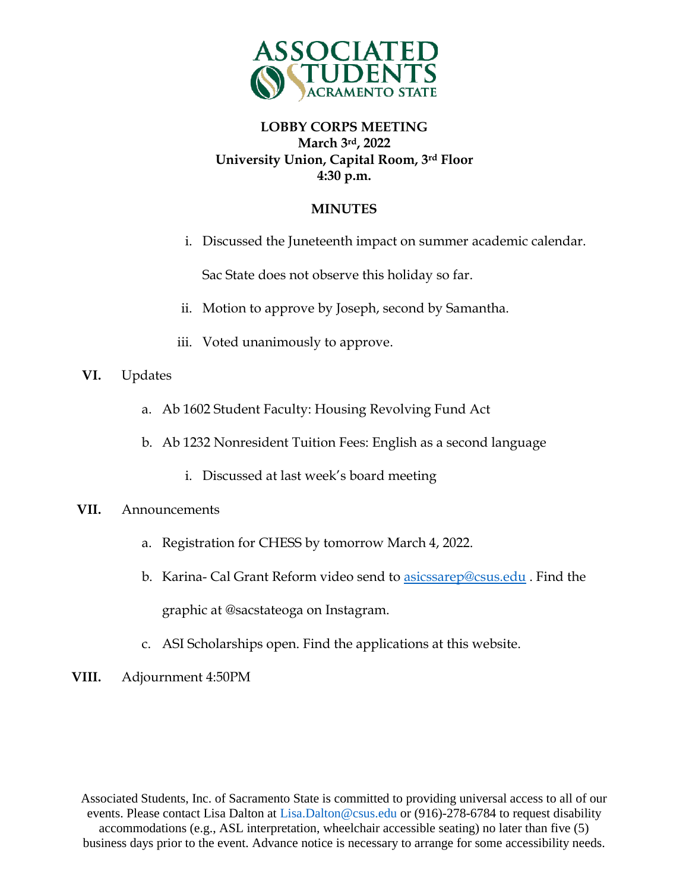ASSOCIATED STUDENTS SACRAMENTO STATE

**LOBBY CORPS MEETING**
**March 3rd, 2022**
**University Union, Capital Room, 3rd Floor**
**4:30 p.m.**

**MINUTES**

i. Discussed the Juneteenth impact on summer academic calendar.

   Sac State does not observe this holiday so far.

ii. Motion to approve by Joseph, second by Samantha.

iii. Voted unanimously to approve.

**VI.** Updates

a. Ab 1602 Student Faculty: Housing Revolving Fund Act

b. Ab 1232 Nonresident Tuition Fees: English as a second language

   i. Discussed at last week's board meeting

**VII.** Announcements

a. Registration for CHESS by tomorrow March 4, 2022.

b. Karina- Cal Grant Reform video send to asicssarep@csus.edu . Find the graphic at @sacstateoga on Instagram.

c. ASI Scholarships open. Find the applications at this website.

**VIII.** Adjournment 4:50PM

Associated Students, Inc. of Sacramento State is committed to providing universal access to all of our events. Please contact Lisa Dalton at Lisa.Dalton@csus.edu or (916)-278-6784 to request disability accommodations (e.g., ASL interpretation, wheelchair accessible seating) no later than five (5) business days prior to the event. Advance notice is necessary to arrange for some accessibility needs.